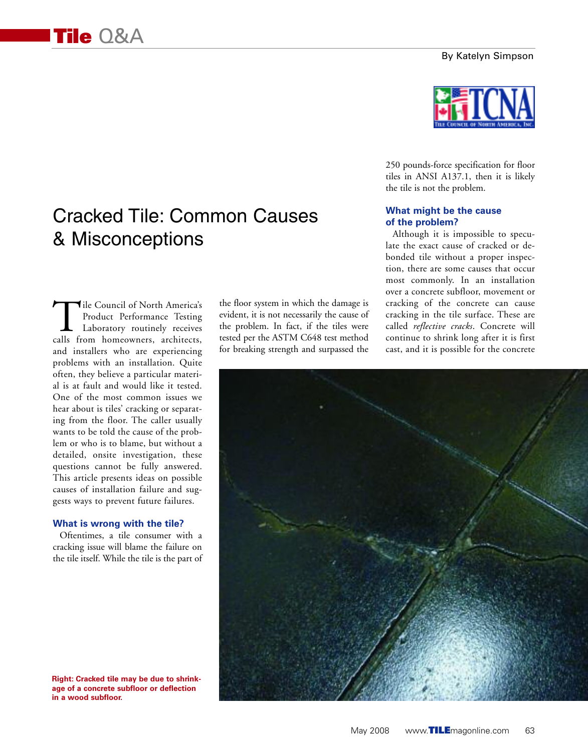# Cracked Tile: Common Causes & Misconceptions

By Katelyn Simpson

Tile Council of North America's Product Performance Testing Laboratory routinely receives calls from homeowners, architects, and installers who are experiencing problems with an installation. Quite often, they believe a particular material is at fault and would like it tested. One of the most common issues we hear about is tiles' cracking or separating from the floor. The caller usually wants to be told the cause of the problem or who is to blame, but without a detailed, onsite investigation, these questions cannot be fully answered. This article presents ideas on possible causes of installation failure and suggests ways to prevent future failures.

## What is wrong with the tile?

Oftentimes, a tile consumer with a cracking issue will blame the failure on the tile itself. While the tile is the part of the floor system in which the damage is evident, it is not necessarily the cause of the problem. In fact, if the tiles were tested per the ASTM C648 test method for breaking strength and surpassed the 250 pounds-force specification for floor tiles in ANSI A137.1, then it is likely the tile is not the problem.

## What might be the cause of the problem?

Although it is impossible to speculate the exact cause of cracked or debonded tile without a proper inspection, there are some causes that occur most commonly. In an installation over a concrete subfloor, movement or cracking of the concrete can cause cracking in the tile surface. These are called *reflective cracks*. Concrete will continue to shrink long after it is first cast, and it is possible for the concrete

**Right: Cracked tile may be due to shrinkage of a concrete subfloor or deflection in a wood subfloor.**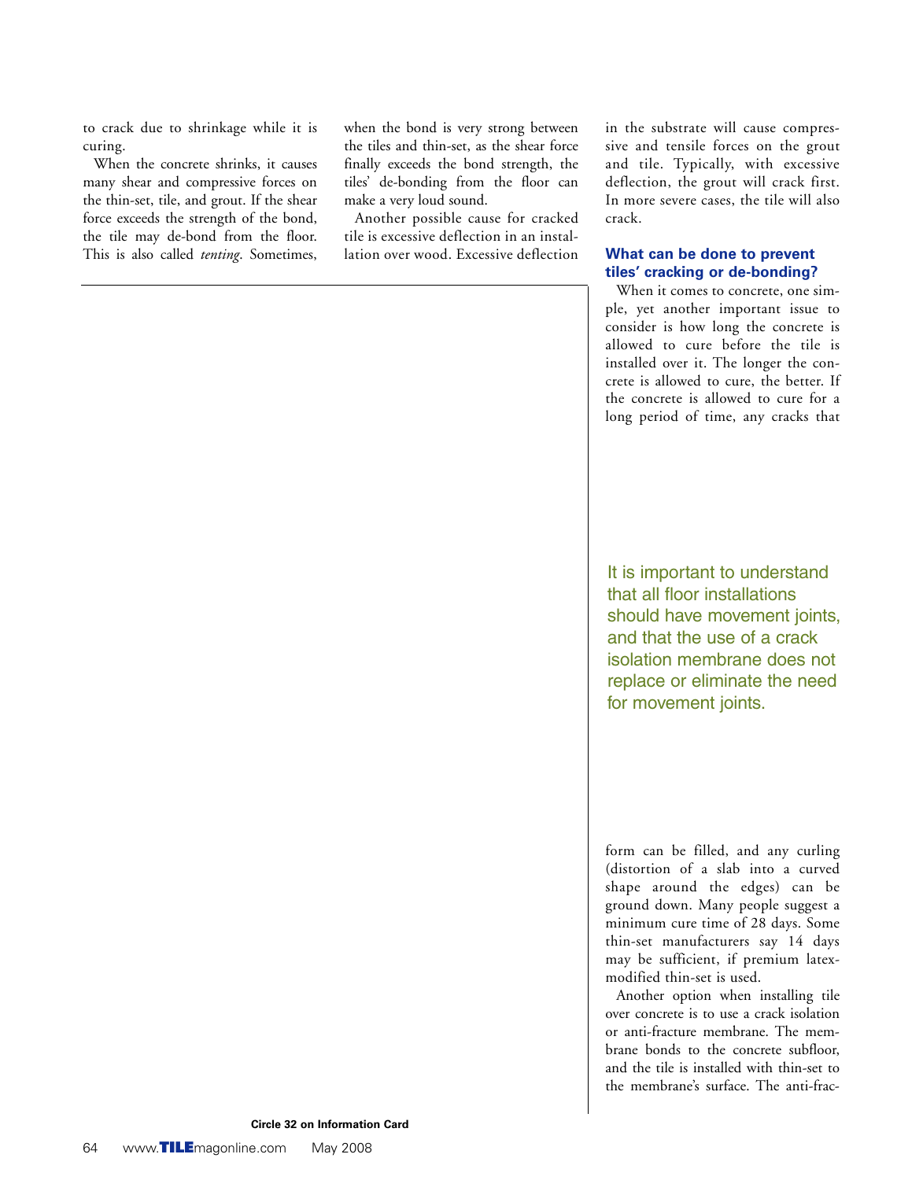to crack due to shrinkage while it is curing.

When the concrete shrinks, it causes many shear and compressive forces on the thin-set, tile, and grout. If the shear force exceeds the strength of the bond, the tile may de-bond from the floor. This is also called *tenting*. Sometimes, when the bond is very strong between the tiles and thin-set, as the shear force finally exceeds the bond strength, the tiles' de-bonding from the floor can make a very loud sound.

Another possible cause for cracked tile is excessive deflection in an installation over wood. Excessive deflection in the substrate will cause compressive and tensile forces on the grout and tile. Typically, with excessive deflection, the grout will crack first. In more severe cases, the tile will also crack.

### What can be done to prevent tiles' cracking or de-bonding?

When it comes to concrete, one simple, yet another important issue to consider is how long the concrete is allowed to cure before the tile is installed over it. The longer the concrete is allowed to cure, the better. If the concrete is allowed to cure for a long period of time, any cracks that form can be filled, and any curling (distortion of a slab into a curved shape around the edges) can be ground down. Many people suggest a minimum cure time of 28 days. Some thin-set manufacturers say 14 days may be sufficient, if premium latex-modified thin-set is used.

> It is important to understand that all floor installations should have movement joints, and that the use of a crack isolation membrane does not replace or eliminate the need for movement joints.

Another option when installing tile over concrete is to use a crack isolation or anti-fracture membrane. The membrane bonds to the concrete subfloor, and the tile is installed with thin-set to the membrane's surface. The anti-frac-

Circle 32 on Information Card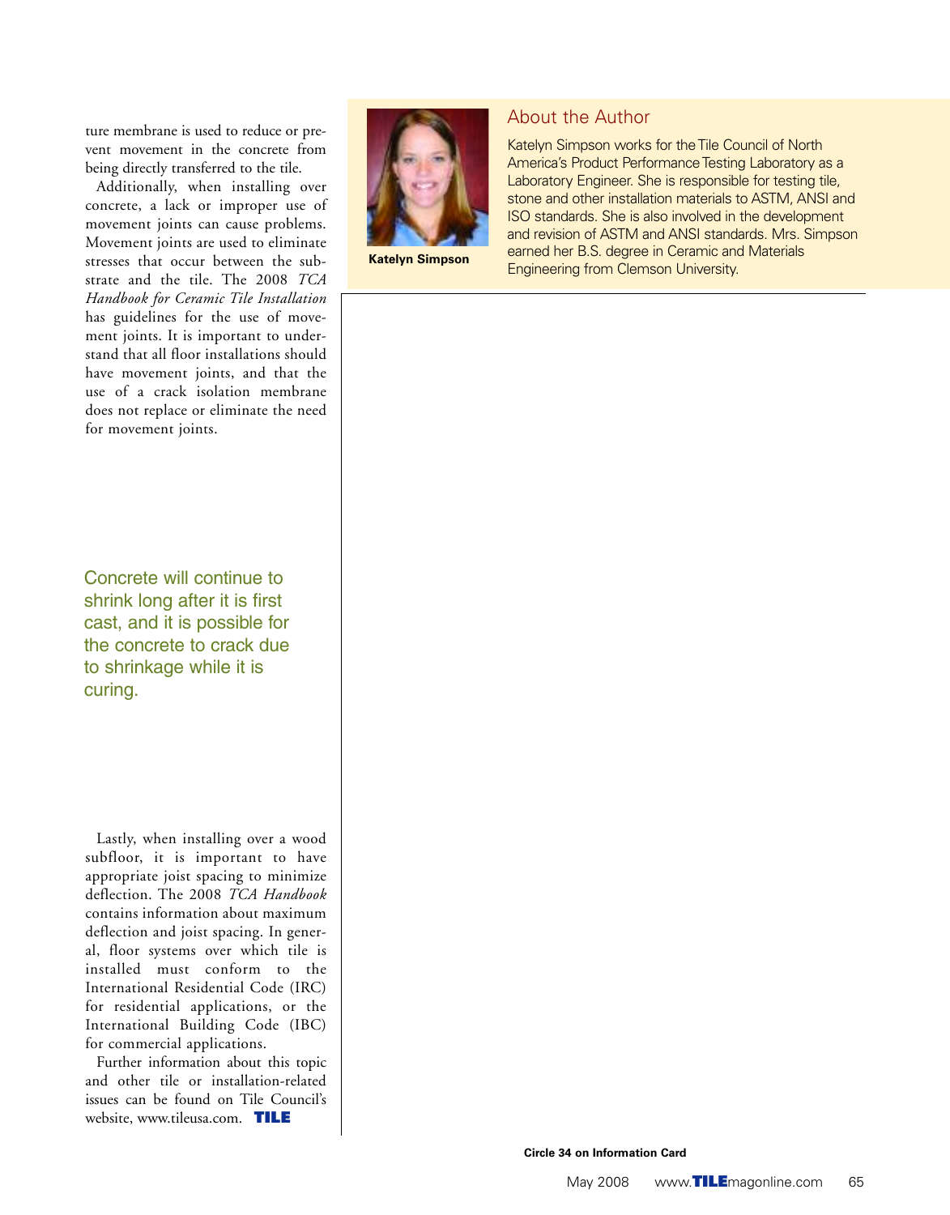ture membrane is used to reduce or prevent movement in the concrete from being directly transferred to the tile.

Additionally, when installing over concrete, a lack or improper use of movement joints can cause problems. Movement joints are used to eliminate stresses that occur between the substrate and the tile. The 2008 *TCA Handbook for Ceramic Tile Installation* has guidelines for the use of movement joints. It is important to understand that all floor installations should have movement joints, and that the use of a crack isolation membrane does not replace or eliminate the need for movement joints.

Concrete will continue to shrink long after it is first cast, and it is possible for the concrete to crack due to shrinkage while it is curing.

Lastly, when installing over a wood subfloor, it is important to have appropriate joist spacing to minimize deflection. The 2008 *TCA Handbook* contains information about maximum deflection and joist spacing. In general, floor systems over which tile is installed must conform to the International Residential Code (IRC) for residential applications, or the International Building Code (IBC) for commercial applications.

Further information about this topic and other tile or installation-related issues can be found on Tile Council's website, www.tileusa.com. **TILE**

## About the Author

**Katelyn Simpson**

Katelyn Simpson works for the Tile Council of North America's Product Performance Testing Laboratory as a Laboratory Engineer. She is responsible for testing tile, stone and other installation materials to ASTM, ANSI and ISO standards. She is also involved in the development and revision of ASTM and ANSI standards. Mrs. Simpson earned her B.S. degree in Ceramic and Materials Engineering from Clemson University.

**Circle 34 on Information Card**